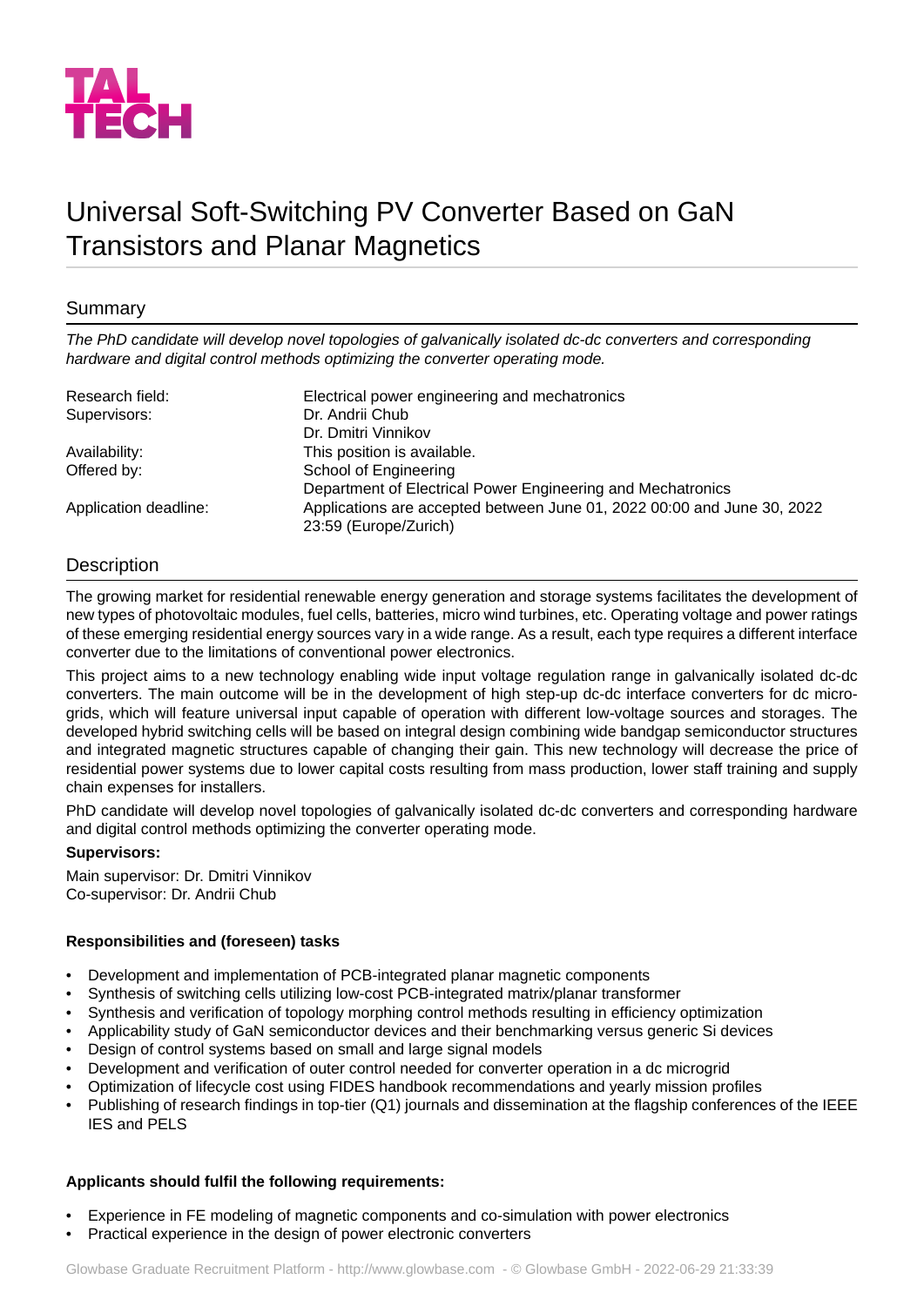TAL TECH

# Universal Soft-Switching PV Converter Based on GaN Transistors and Planar Magnetics

## Summary

*The PhD candidate will develop novel topologies of galvanically isolated dc-dc converters and corresponding hardware and digital control methods optimizing the converter operating mode.*

| | |
|---|---|
| Research field: | Electrical power engineering and mechatronics |
| Supervisors: | Dr. Andrii Chub<br>Dr. Dmitri Vinnikov |
| Availability: | This position is available. |
| Offered by: | School of Engineering<br>Department of Electrical Power Engineering and Mechatronics |
| Application deadline: | Applications are accepted between June 01, 2022 00:00 and June 30, 2022 23:59 (Europe/Zurich) |

## Description

The growing market for residential renewable energy generation and storage systems facilitates the development of new types of photovoltaic modules, fuel cells, batteries, micro wind turbines, etc. Operating voltage and power ratings of these emerging residential energy sources vary in a wide range. As a result, each type requires a different interface converter due to the limitations of conventional power electronics.

This project aims to a new technology enabling wide input voltage regulation range in galvanically isolated dc-dc converters. The main outcome will be in the development of high step-up dc-dc interface converters for dc micro-grids, which will feature universal input capable of operation with different low-voltage sources and storages. The developed hybrid switching cells will be based on integral design combining wide bandgap semiconductor structures and integrated magnetic structures capable of changing their gain. This new technology will decrease the price of residential power systems due to lower capital costs resulting from mass production, lower staff training and supply chain expenses for installers.

PhD candidate will develop novel topologies of galvanically isolated dc-dc converters and corresponding hardware and digital control methods optimizing the converter operating mode.

**Supervisors:**

Main supervisor: Dr. Dmitri Vinnikov
Co-supervisor: Dr. Andrii Chub

**Responsibilities and (foreseen) tasks**

- Development and implementation of PCB-integrated planar magnetic components
- Synthesis of switching cells utilizing low-cost PCB-integrated matrix/planar transformer
- Synthesis and verification of topology morphing control methods resulting in efficiency optimization
- Applicability study of GaN semiconductor devices and their benchmarking versus generic Si devices
- Design of control systems based on small and large signal models
- Development and verification of outer control needed for converter operation in a dc microgrid
- Optimization of lifecycle cost using FIDES handbook recommendations and yearly mission profiles
- Publishing of research findings in top-tier (Q1) journals and dissemination at the flagship conferences of the IEEE IES and PELS

**Applicants should fulfil the following requirements:**

- Experience in FE modeling of magnetic components and co-simulation with power electronics
- Practical experience in the design of power electronic converters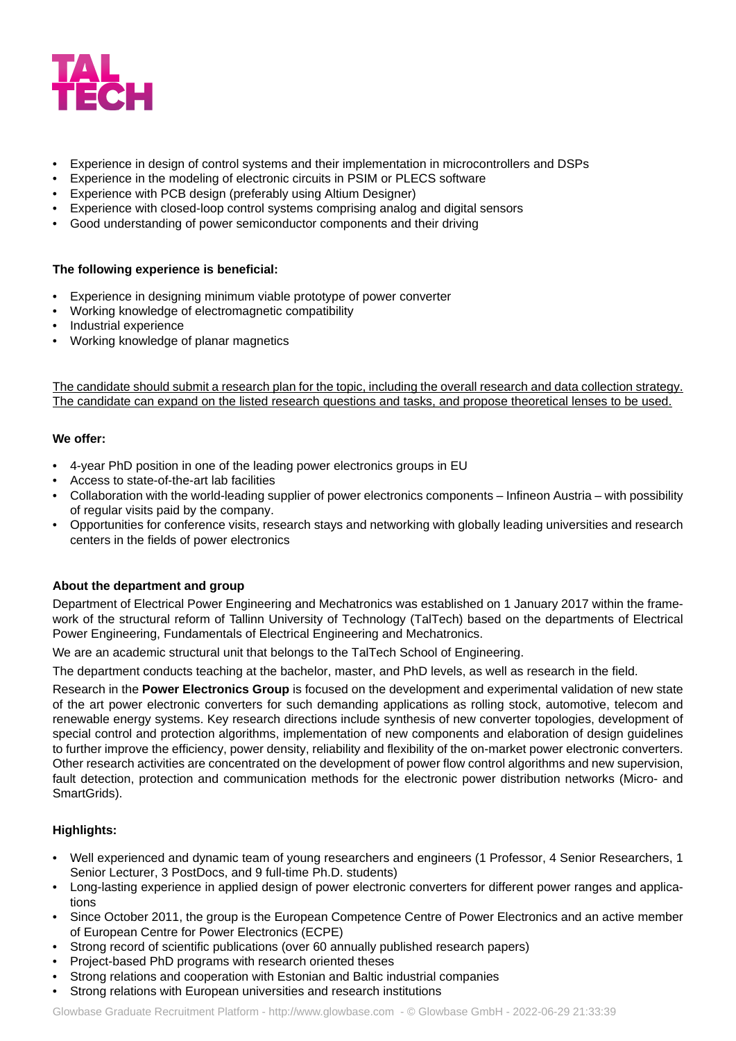- Experience in design of control systems and their implementation in microcontrollers and DSPs
- Experience in the modeling of electronic circuits in PSIM or PLECS software
- Experience with PCB design (preferably using Altium Designer)
- Experience with closed-loop control systems comprising analog and digital sensors
- Good understanding of power semiconductor components and their driving

**The following experience is beneficial:**

- Experience in designing minimum viable prototype of power converter
- Working knowledge of electromagnetic compatibility
- Industrial experience
- Working knowledge of planar magnetics

The candidate should submit a research plan for the topic, including the overall research and data collection strategy. The candidate can expand on the listed research questions and tasks, and propose theoretical lenses to be used.

**We offer:**

- 4-year PhD position in one of the leading power electronics groups in EU
- Access to state-of-the-art lab facilities
- Collaboration with the world-leading supplier of power electronics components – Infineon Austria – with possibility of regular visits paid by the company.
- Opportunities for conference visits, research stays and networking with globally leading universities and research centers in the fields of power electronics

**About the department and group**

Department of Electrical Power Engineering and Mechatronics was established on 1 January 2017 within the framework of the structural reform of Tallinn University of Technology (TalTech) based on the departments of Electrical Power Engineering, Fundamentals of Electrical Engineering and Mechatronics.

We are an academic structural unit that belongs to the TalTech School of Engineering.

The department conducts teaching at the bachelor, master, and PhD levels, as well as research in the field.

Research in the **Power Electronics Group** is focused on the development and experimental validation of new state of the art power electronic converters for such demanding applications as rolling stock, automotive, telecom and renewable energy systems. Key research directions include synthesis of new converter topologies, development of special control and protection algorithms, implementation of new components and elaboration of design guidelines to further improve the efficiency, power density, reliability and flexibility of the on-market power electronic converters. Other research activities are concentrated on the development of power flow control algorithms and new supervision, fault detection, protection and communication methods for the electronic power distribution networks (Micro- and SmartGrids).

**Highlights:**

- Well experienced and dynamic team of young researchers and engineers (1 Professor, 4 Senior Researchers, 1 Senior Lecturer, 3 PostDocs, and 9 full-time Ph.D. students)
- Long-lasting experience in applied design of power electronic converters for different power ranges and applications
- Since October 2011, the group is the European Competence Centre of Power Electronics and an active member of European Centre for Power Electronics (ECPE)
- Strong record of scientific publications (over 60 annually published research papers)
- Project-based PhD programs with research oriented theses
- Strong relations and cooperation with Estonian and Baltic industrial companies
- Strong relations with European universities and research institutions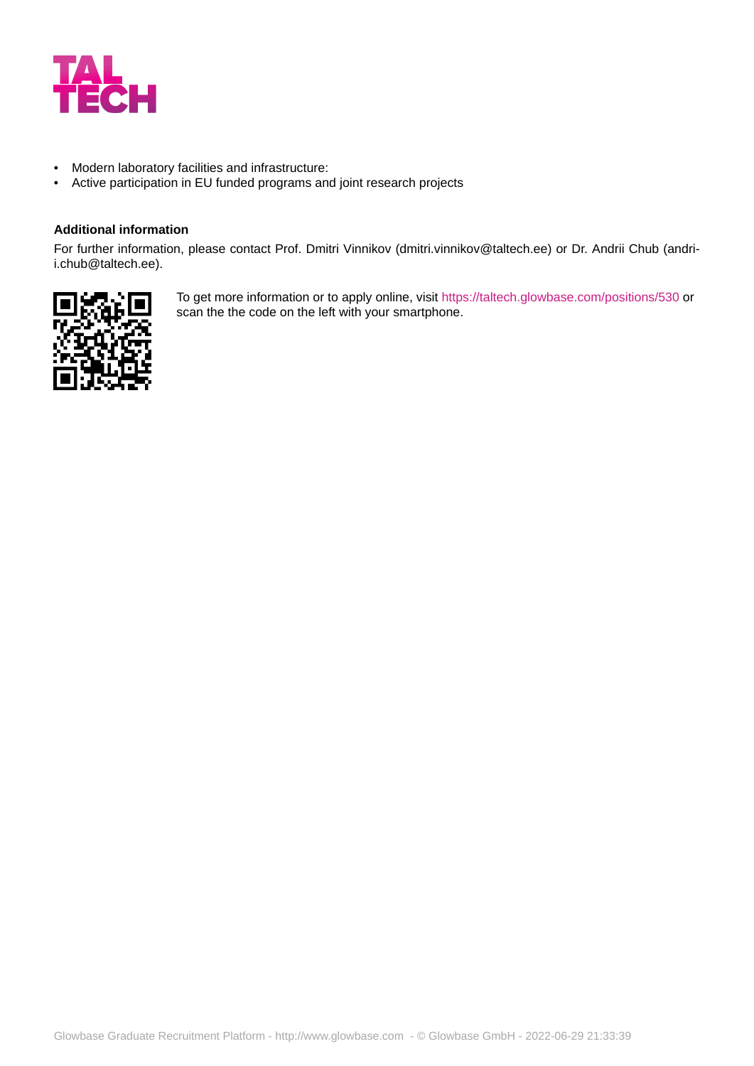- Modern laboratory facilities and infrastructure:
- Active participation in EU funded programs and joint research projects

**Additional information**

For further information, please contact Prof. Dmitri Vinnikov (dmitri.vinnikov@taltech.ee) or Dr. Andrii Chub (andrii.chub@taltech.ee).

To get more information or to apply online, visit https://taltech.glowbase.com/positions/530 or scan the the code on the left with your smartphone.